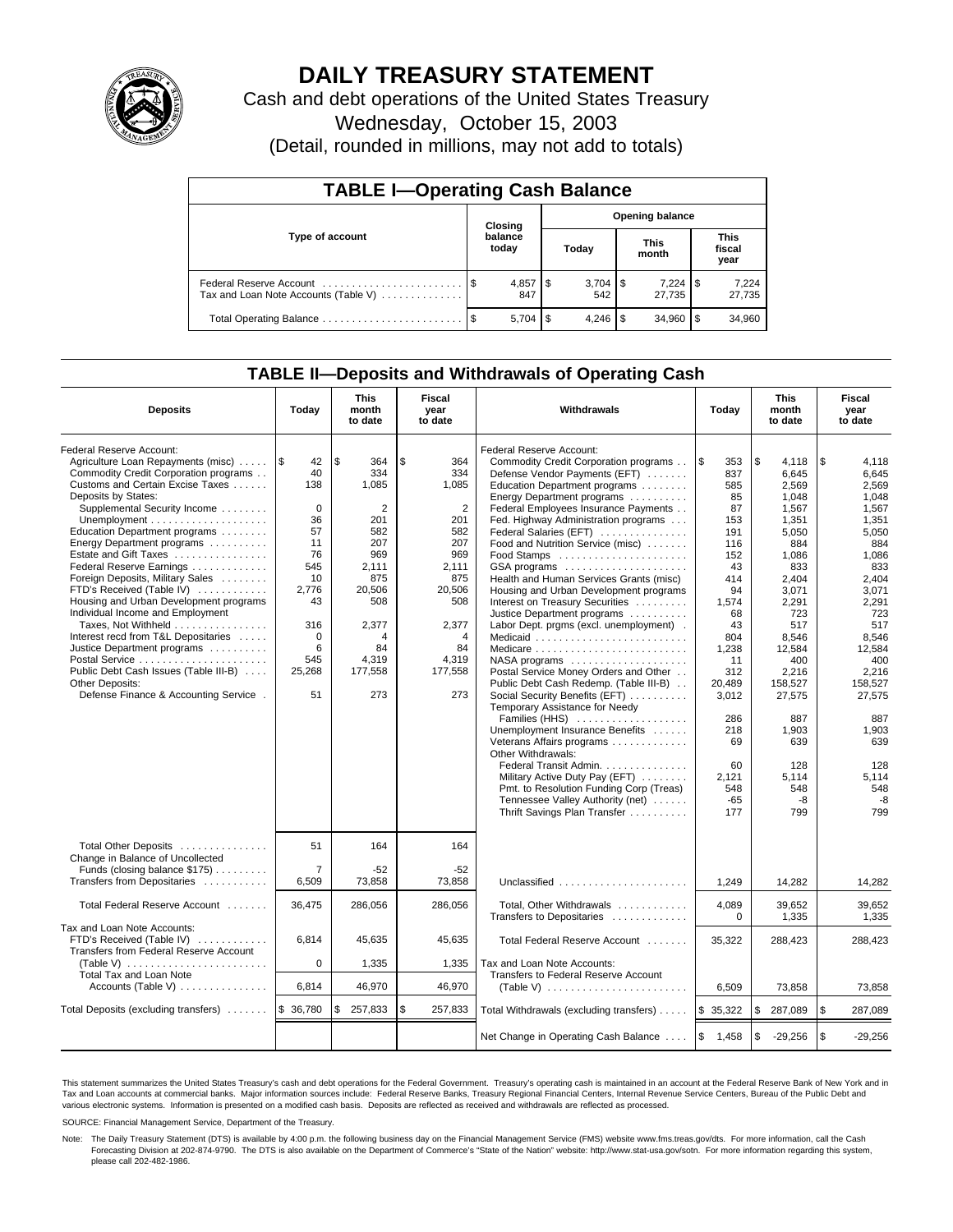# DAILY TREASURY STATEMENT

Cash and debt operations of the United States Treasury

Wednesday, October 15, 2003

(Detail, rounded in millions, may not add to totals)

| TABLE I—Operating Cash Balance | | | | |
|---|---|---|---|---|
| Type of account | Closing balance today | Opening balance | | |
| | | Today | This month | This fiscal year |
| Federal Reserve Account | $ 4,857 | $ 3,704 | $ 7,224 | $ 7,224 |
| Tax and Loan Note Accounts (Table V) | 847 | 542 | 27,735 | 27,735 |
| Total Operating Balance | $ 5,704 | $ 4,246 | $ 34,960 | $ 34,960 |

## TABLE II—Deposits and Withdrawals of Operating Cash

| Deposits | Today | This month to date | Fiscal year to date | Withdrawals | Today | This month to date | Fiscal year to date |
|---|---|---|---|---|---|---|---|
| Federal Reserve Account: | | | | Federal Reserve Account: | | | |
| Agriculture Loan Repayments (misc) | $ 42 | $ 364 | $ 364 | Commodity Credit Corporation programs | $ 353 | $ 4,118 | $ 4,118 |
| Commodity Credit Corporation programs | 40 | 334 | 334 | Defense Vendor Payments (EFT) | 837 | 6,645 | 6,645 |
| Customs and Certain Excise Taxes | 138 | 1,085 | 1,085 | Education Department programs | 585 | 2,569 | 2,569 |
| Deposits by States: | | | | Energy Department programs | 85 | 1,048 | 1,048 |
| Supplemental Security Income | 0 | 2 | 2 | Federal Employees Insurance Payments | 87 | 1,567 | 1,567 |
| Unemployment | 36 | 201 | 201 | Fed. Highway Administration programs | 153 | 1,351 | 1,351 |
| Education Department programs | 57 | 582 | 582 | Federal Salaries (EFT) | 191 | 5,050 | 5,050 |
| Energy Department programs | 11 | 207 | 207 | Food and Nutrition Service (misc) | 116 | 884 | 884 |
| Estate and Gift Taxes | 76 | 969 | 969 | Food Stamps | 152 | 1,086 | 1,086 |
| Federal Reserve Earnings | 545 | 2,111 | 2,111 | GSA programs | 43 | 833 | 833 |
| Foreign Deposits, Military Sales | 10 | 875 | 875 | Health and Human Services Grants (misc) | 414 | 2,404 | 2,404 |
| FTD's Received (Table IV) | 2,776 | 20,506 | 20,506 | Housing and Urban Development programs | 94 | 3,071 | 3,071 |
| Housing and Urban Development programs | 43 | 508 | 508 | Interest on Treasury Securities | 1,574 | 2,291 | 2,291 |
| Individual Income and Employment | | | | Justice Department programs | 68 | 723 | 723 |
| Taxes, Not Withheld | 316 | 2,377 | 2,377 | Labor Dept. prgms (excl. unemployment) | 43 | 517 | 517 |
| Interest recd from T&L Depositaries | 0 | 4 | 4 | Medicaid | 804 | 8,546 | 8,546 |
| Justice Department programs | 6 | 84 | 84 | Medicare | 1,238 | 12,584 | 12,584 |
| Postal Service | 545 | 4,319 | 4,319 | NASA programs | 11 | 400 | 400 |
| Public Debt Cash Issues (Table III-B) | 25,268 | 177,558 | 177,558 | Postal Service Money Orders and Other | 312 | 2,216 | 2,216 |
| Other Deposits: | | | | Public Debt Cash Redemp. (Table III-B) | 20,489 | 158,527 | 158,527 |
| Defense Finance & Accounting Service | 51 | 273 | 273 | Social Security Benefits (EFT) | 3,012 | 27,575 | 27,575 |
| | | | | Temporary Assistance for Needy Families (HHS) | 286 | 887 | 887 |
| | | | | Unemployment Insurance Benefits | 218 | 1,903 | 1,903 |
| | | | | Veterans Affairs programs | 69 | 639 | 639 |
| | | | | Other Withdrawals: | | | |
| | | | | Federal Transit Admin. | 60 | 128 | 128 |
| | | | | Military Active Duty Pay (EFT) | 2,121 | 5,114 | 5,114 |
| | | | | Pmt. to Resolution Funding Corp (Treas) | 548 | 548 | 548 |
| | | | | Tennessee Valley Authority (net) | -65 | -8 | -8 |
| | | | | Thrift Savings Plan Transfer | 177 | 799 | 799 |
| Total Other Deposits | 51 | 164 | 164 | | | | |
| Change in Balance of Uncollected Funds (closing balance $175) | 7 | -52 | -52 | | | | |
| Transfers from Depositaries | 6,509 | 73,858 | 73,858 | Unclassified | 1,249 | 14,282 | 14,282 |
| Total Federal Reserve Account | 36,475 | 286,056 | 286,056 | Total, Other Withdrawals | 4,089 | 39,652 | 39,652 |
| | | | | Transfers to Depositaries | 0 | 1,335 | 1,335 |
| Tax and Loan Note Accounts: | | | | | | | |
| FTD's Received (Table IV) | 6,814 | 45,635 | 45,635 | Total Federal Reserve Account | 35,322 | 288,423 | 288,423 |
| Transfers from Federal Reserve Account (Table V) | 0 | 1,335 | 1,335 | Tax and Loan Note Accounts: | | | |
| Total Tax and Loan Note Accounts (Table V) | 6,814 | 46,970 | 46,970 | Transfers to Federal Reserve Account (Table V) | 6,509 | 73,858 | 73,858 |
| Total Deposits (excluding transfers) | $ 36,780 | $ 257,833 | $ 257,833 | Total Withdrawals (excluding transfers) | $ 35,322 | $ 287,089 | $ 287,089 |
| | | | | Net Change in Operating Cash Balance | $ 1,458 | $ -29,256 | $ -29,256 |

This statement summarizes the United States Treasury's cash and debt operations for the Federal Government. Treasury's operating cash is maintained in an account at the Federal Reserve Bank of New York and in Tax and Loan accounts at commercial banks. Major information sources include: Federal Reserve Banks, Treasury Regional Financial Centers, Internal Revenue Service Centers, Bureau of the Public Debt and various electronic systems. Information is presented on a modified cash basis. Deposits are reflected as received and withdrawals are reflected as processed.

SOURCE: Financial Management Service, Department of the Treasury.

Note: The Daily Treasury Statement (DTS) is available by 4:00 p.m. the following business day on the Financial Management Service (FMS) website www.fms.treas.gov/dts. For more information, call the Cash Forecasting Division at 202-874-9790. The DTS is also available on the Department of Commerce's "State of the Nation" website: http://www.stat-usa.gov/sotn. For more information regarding this system, please call 202-482-1986.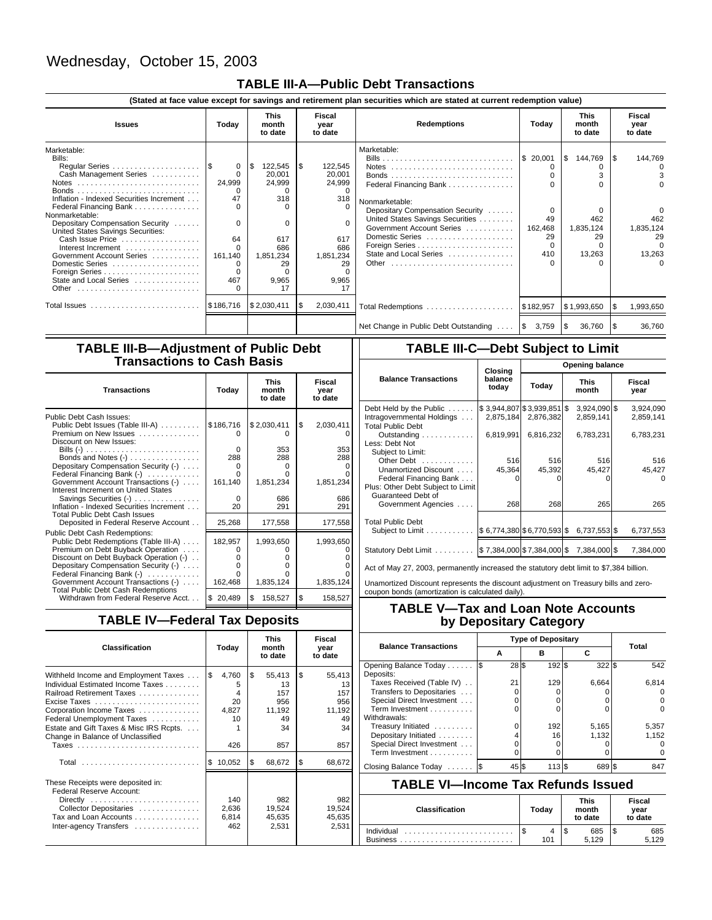Wednesday, October 15, 2003

## TABLE III-A—Public Debt Transactions

(Stated at face value except for savings and retirement plan securities which are stated at current redemption value)

| Issues | Today | This month to date | Fiscal year to date |
|---|---|---|---|
| Marketable: | | | |
| Bills: | | | |
| Regular Series | $ 0 | $ 122,545 | $ 122,545 |
| Cash Management Series | 0 | 20,001 | 20,001 |
| Notes | 24,999 | 24,999 | 24,999 |
| Bonds | 0 | 0 | 0 |
| Inflation - Indexed Securities Increment | 47 | 318 | 318 |
| Federal Financing Bank | 0 | 0 | 0 |
| Nonmarketable: | | | |
| Depositary Compensation Security | 0 | 0 | 0 |
| United States Savings Securities: | | | |
| Cash Issue Price | 64 | 617 | 617 |
| Interest Increment | 0 | 686 | 686 |
| Government Account Series | 161,140 | 1,851,234 | 1,851,234 |
| Domestic Series | 0 | 29 | 29 |
| Foreign Series | 0 | 0 | 0 |
| State and Local Series | 467 | 9,965 | 9,965 |
| Other | 0 | 17 | 17 |
| Total Issues | $186,716 | $2,030,411 | $ 2,030,411 |

| Redemptions | Today | This month to date | Fiscal year to date |
|---|---|---|---|
| Marketable: | | | |
| Bills | $ 20,001 | $ 144,769 | $ 144,769 |
| Notes | 0 | 0 | 0 |
| Bonds | 0 | 3 | 3 |
| Federal Financing Bank | 0 | 0 | 0 |
| Nonmarketable: | | | |
| Depositary Compensation Security | 0 | 0 | 0 |
| United States Savings Securities | 49 | 462 | 462 |
| Government Account Series | 162,468 | 1,835,124 | 1,835,124 |
| Domestic Series | 29 | 29 | 29 |
| Foreign Series | 0 | 0 | 0 |
| State and Local Series | 410 | 13,263 | 13,263 |
| Other | 0 | 0 | 0 |
| Total Redemptions | $182,957 | $1,993,650 | $ 1,993,650 |
| Net Change in Public Debt Outstanding | $ 3,759 | $ 36,760 | $ 36,760 |

## TABLE III-B—Adjustment of Public Debt Transactions to Cash Basis

| Transactions | Today | This month to date | Fiscal year to date |
|---|---|---|---|
| Public Debt Cash Issues: | | | |
| Public Debt Issues (Table III-A) | $186,716 | $2,030,411 | $ 2,030,411 |
| Premium on New Issues | 0 | 0 | 0 |
| Discount on New Issues: | | | |
| Bills (-) | 0 | 353 | 353 |
| Bonds and Notes (-) | 288 | 288 | 288 |
| Depositary Compensation Security (-) | 0 | 0 | 0 |
| Federal Financing Bank (-) | 0 | 0 | 0 |
| Government Account Transactions (-) | 161,140 | 1,851,234 | 1,851,234 |
| Interest Increment on United States Savings Securities (-) | 0 | 686 | 686 |
| Inflation - Indexed Securities Increment | 20 | 291 | 291 |
| Total Public Debt Cash Issues Deposited in Federal Reserve Account | 25,268 | 177,558 | 177,558 |
| Public Debt Cash Redemptions: | | | |
| Public Debt Redemptions (Table III-A) | 182,957 | 1,993,650 | 1,993,650 |
| Premium on Debt Buyback Operation | 0 | 0 | 0 |
| Discount on Debt Buyback Operation (-) | 0 | 0 | 0 |
| Depositary Compensation Security (-) | 0 | 0 | 0 |
| Federal Financing Bank (-) | 0 | 0 | 0 |
| Government Account Transactions (-) | 162,468 | 1,835,124 | 1,835,124 |
| Total Public Debt Cash Redemptions Withdrawn from Federal Reserve Acct. | $ 20,489 | $ 158,527 | $ 158,527 |

## TABLE III-C—Debt Subject to Limit

| Balance Transactions | Closing balance today | Opening balance Today | Opening balance This month | Opening balance Fiscal year |
|---|---|---|---|---|
| Debt Held by the Public | $ 3,944,807 | $ 3,939,851 | $ 3,924,090 | $ 3,924,090 |
| Intragovernmental Holdings | 2,875,184 | 2,876,382 | 2,859,141 | 2,859,141 |
| Total Public Debt Outstanding | 6,819,991 | 6,816,232 | 6,783,231 | 6,783,231 |
| Less: Debt Not Subject to Limit: | | | | |
| Other Debt | 516 | 516 | 516 | 516 |
| Unamortized Discount | 45,364 | 45,392 | 45,427 | 45,427 |
| Federal Financing Bank | 0 | 0 | 0 | 0 |
| Plus: Other Debt Subject to Limit Guaranteed Debt of Government Agencies | 268 | 268 | 265 | 265 |
| Total Public Debt Subject to Limit | $ 6,774,380 | $ 6,770,593 | $ 6,737,553 | $ 6,737,553 |
| Statutory Debt Limit | $ 7,384,000 | $ 7,384,000 | $ 7,384,000 | $ 7,384,000 |

Act of May 27, 2003, permanently increased the statutory debt limit to $7,384 billion.

Unamortized Discount represents the discount adjustment on Treasury bills and zero-coupon bonds (amortization is calculated daily).

## TABLE IV—Federal Tax Deposits

| Classification | Today | This month to date | Fiscal year to date |
|---|---|---|---|
| Withheld Income and Employment Taxes | $ 4,760 | $ 55,413 | $ 55,413 |
| Individual Estimated Income Taxes | 5 | 13 | 13 |
| Railroad Retirement Taxes | 4 | 157 | 157 |
| Excise Taxes | 20 | 956 | 956 |
| Corporation Income Taxes | 4,827 | 11,192 | 11,192 |
| Federal Unemployment Taxes | 10 | 49 | 49 |
| Estate and Gift Taxes & Misc IRS Rcpts. | 1 | 34 | 34 |
| Change in Balance of Unclassified Taxes | 426 | 857 | 857 |
| Total | $ 10,052 | $ 68,672 | $ 68,672 |
| These Receipts were deposited in: | | | |
| Federal Reserve Account: | | | |
| Directly | 140 | 982 | 982 |
| Collector Depositaries | 2,636 | 19,524 | 19,524 |
| Tax and Loan Accounts | 6,814 | 45,635 | 45,635 |
| Inter-agency Transfers | 462 | 2,531 | 2,531 |

## TABLE V—Tax and Loan Note Accounts by Depositary Category

| Balance Transactions | Type of Depositary A | B | C | Total |
|---|---|---|---|---|
| Opening Balance Today | $ 28 | $ 192 | $ 322 | $ 542 |
| Deposits: | | | | |
| Taxes Received (Table IV) | 21 | 129 | 6,664 | 6,814 |
| Transfers to Depositaries | 0 | 0 | 0 | 0 |
| Special Direct Investment | 0 | 0 | 0 | 0 |
| Term Investment | 0 | 0 | 0 | 0 |
| Withdrawals: | | | | |
| Treasury Initiated | 0 | 192 | 5,165 | 5,357 |
| Depositary Initiated | 4 | 16 | 1,132 | 1,152 |
| Special Direct Investment | 0 | 0 | 0 | 0 |
| Term Investment | 0 | 0 | 0 | 0 |
| Closing Balance Today | $ 45 | $ 113 | $ 689 | $ 847 |

## TABLE VI—Income Tax Refunds Issued

| Classification | Today | This month to date | Fiscal year to date |
|---|---|---|---|
| Individual | $ 4 | $ 685 | $ 685 |
| Business | 101 | 5,129 | 5,129 |